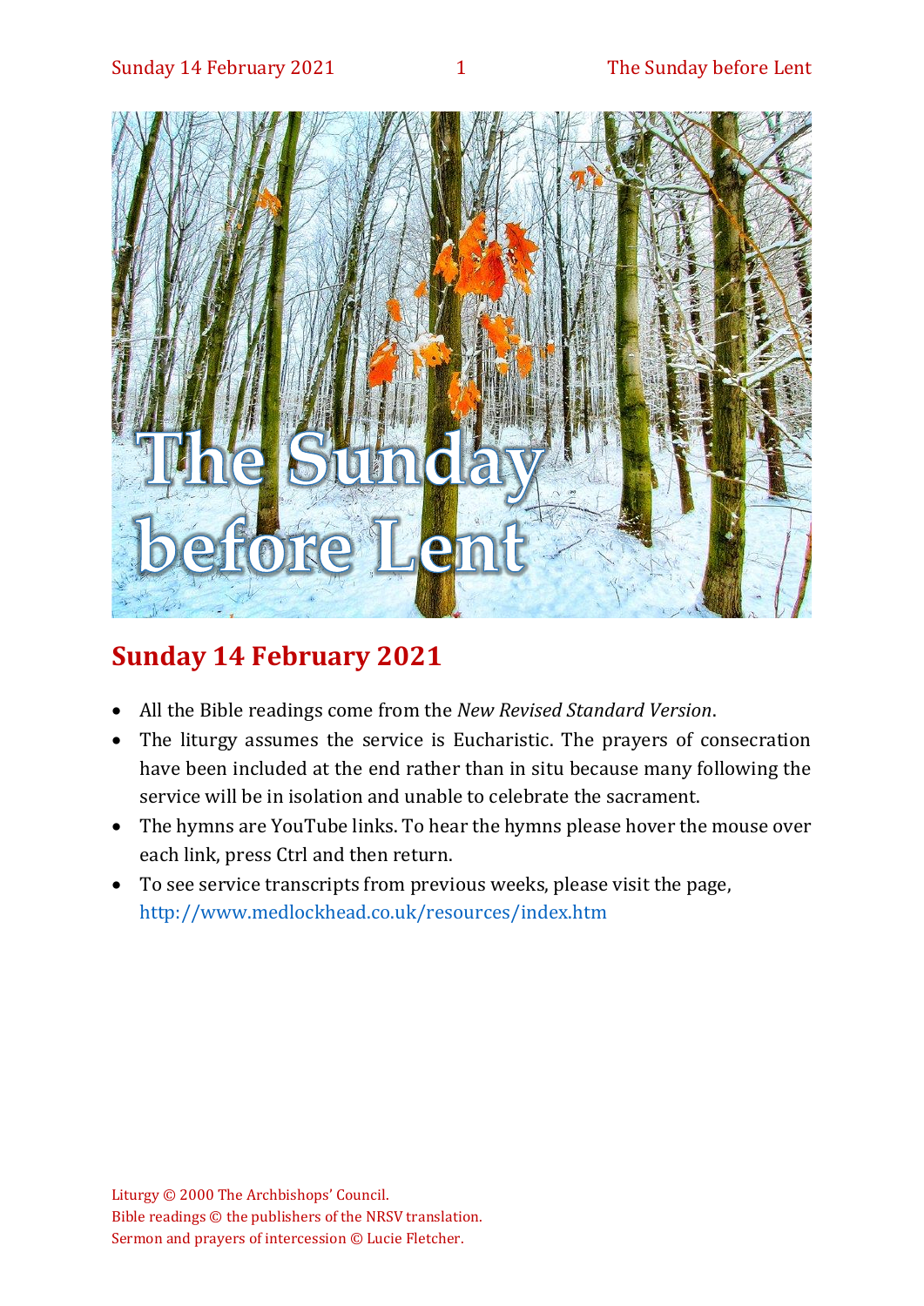# The Sunday before Lent

## Sunday 14 February 2021

- All the Bible readings come from the *New Revised Standard Version*.
- The liturgy assumes the service is Eucharistic. The prayers of consecration have been included at the end rather than in situ because many following the service will be in isolation and unable to celebrate the sacrament.
- The hymns are YouTube links. To hear the hymns please hover the mouse over each link, press Ctrl and then return.
- To see service transcripts from previous weeks, please visit the page, http://www.medlockhead.co.uk/resources/index.htm

Liturgy © 2000 The Archbishops' Council.
Bible readings © the publishers of the NRSV translation.
Sermon and prayers of intercession © Lucie Fletcher.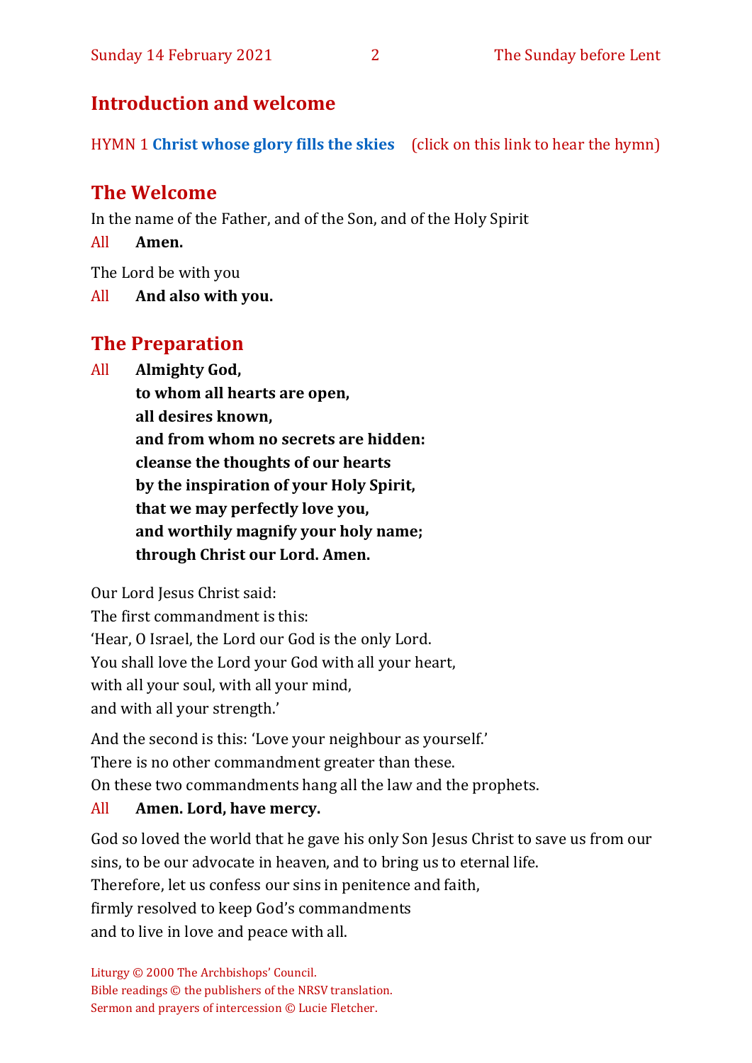## Introduction and welcome

HYMN 1 **Christ whose glory fills the skies** (click on this link to hear the hymn)

## The Welcome

In the name of the Father, and of the Son, and of the Holy Spirit

All **Amen.**

The Lord be with you

All **And also with you.**

## The Preparation

All **Almighty God,**
**to whom all hearts are open,**
**all desires known,**
**and from whom no secrets are hidden:**
**cleanse the thoughts of our hearts**
**by the inspiration of your Holy Spirit,**
**that we may perfectly love you,**
**and worthily magnify your holy name;**
**through Christ our Lord. Amen.**

Our Lord Jesus Christ said:
The first commandment is this:
'Hear, O Israel, the Lord our God is the only Lord.
You shall love the Lord your God with all your heart,
with all your soul, with all your mind,
and with all your strength.'

And the second is this: 'Love your neighbour as yourself.'
There is no other commandment greater than these.
On these two commandments hang all the law and the prophets.

All **Amen. Lord, have mercy.**

God so loved the world that he gave his only Son Jesus Christ to save us from our sins, to be our advocate in heaven, and to bring us to eternal life.
Therefore, let us confess our sins in penitence and faith,
firmly resolved to keep God's commandments
and to live in love and peace with all.

Liturgy © 2000 The Archbishops' Council.
Bible readings © the publishers of the NRSV translation.
Sermon and prayers of intercession © Lucie Fletcher.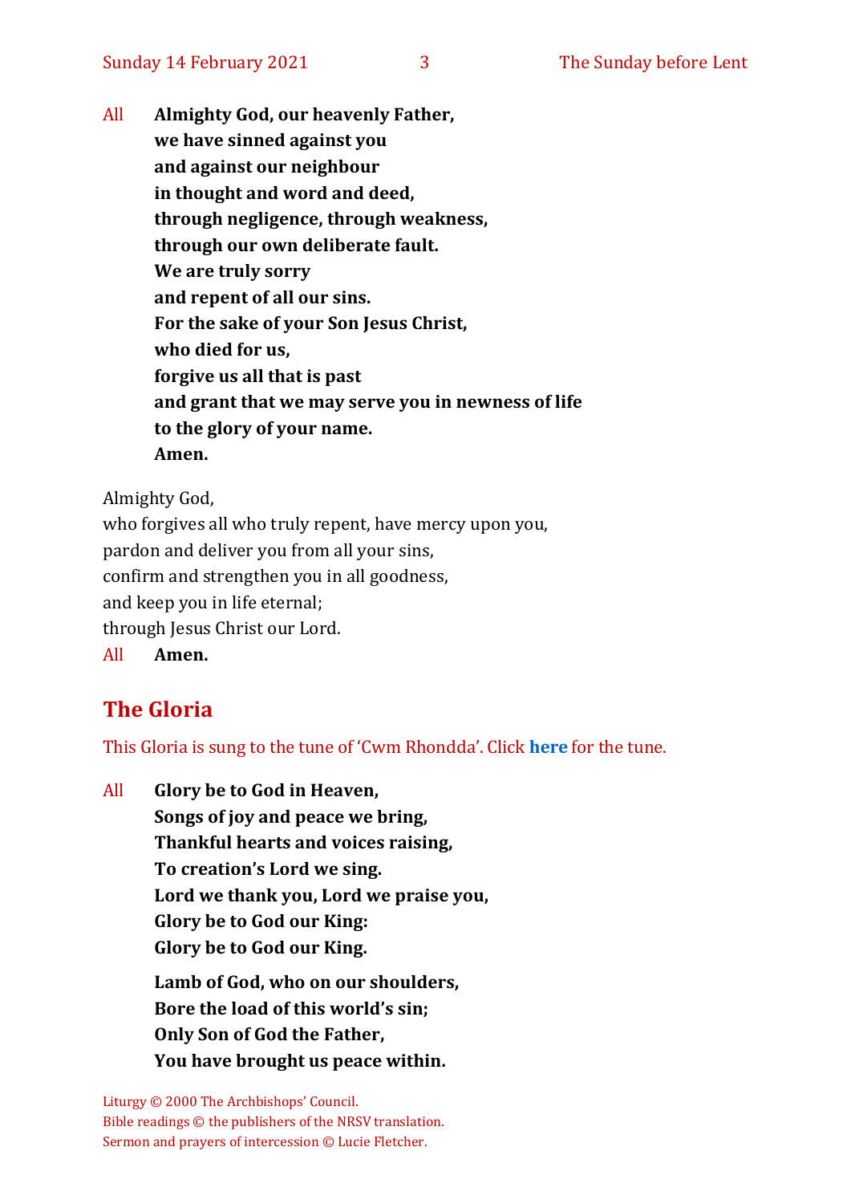All **Almighty God, our heavenly Father,**
**we have sinned against you**
**and against our neighbour**
**in thought and word and deed,**
**through negligence, through weakness,**
**through our own deliberate fault.**
**We are truly sorry**
**and repent of all our sins.**
**For the sake of your Son Jesus Christ,**
**who died for us,**
**forgive us all that is past**
**and grant that we may serve you in newness of life**
**to the glory of your name.**
**Amen.**

Almighty God,
who forgives all who truly repent, have mercy upon you,
pardon and deliver you from all your sins,
confirm and strengthen you in all goodness,
and keep you in life eternal;
through Jesus Christ our Lord.
All **Amen.**

## The Gloria

This Gloria is sung to the tune of 'Cwm Rhondda'. Click **here** for the tune.

All **Glory be to God in Heaven,**
**Songs of joy and peace we bring,**
**Thankful hearts and voices raising,**
**To creation's Lord we sing.**
**Lord we thank you, Lord we praise you,**
**Glory be to God our King:**
**Glory be to God our King.**

**Lamb of God, who on our shoulders,**
**Bore the load of this world's sin;**
**Only Son of God the Father,**
**You have brought us peace within.**

Liturgy © 2000 The Archbishops' Council.
Bible readings © the publishers of the NRSV translation.
Sermon and prayers of intercession © Lucie Fletcher.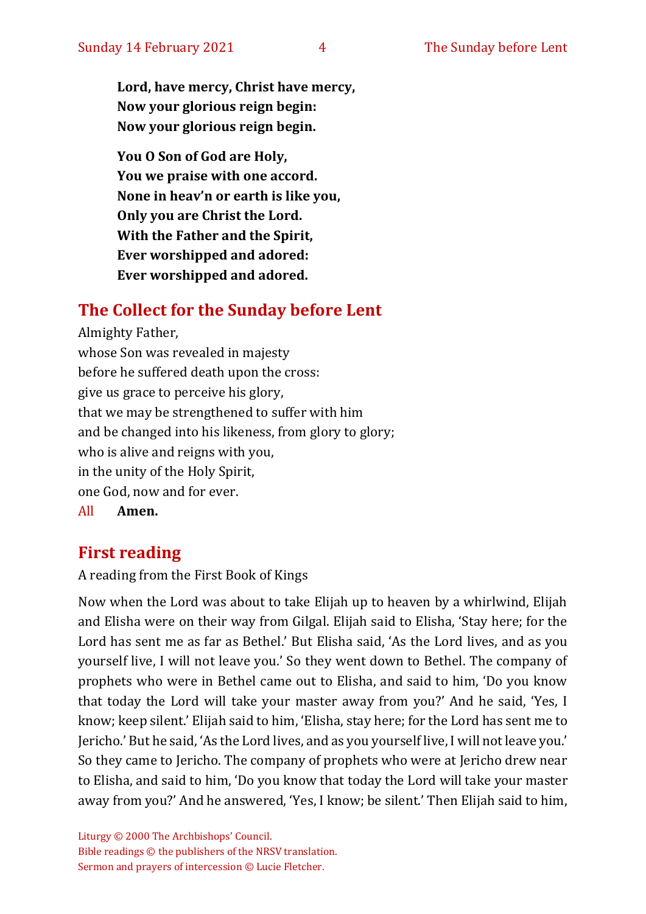**Lord, have mercy, Christ have mercy,**
**Now your glorious reign begin:**
**Now your glorious reign begin.**

**You O Son of God are Holy,**
**You we praise with one accord.**
**None in heav'n or earth is like you,**
**Only you are Christ the Lord.**
**With the Father and the Spirit,**
**Ever worshipped and adored:**
**Ever worshipped and adored.**

## The Collect for the Sunday before Lent

Almighty Father,
whose Son was revealed in majesty
before he suffered death upon the cross:
give us grace to perceive his glory,
that we may be strengthened to suffer with him
and be changed into his likeness, from glory to glory;
who is alive and reigns with you,
in the unity of the Holy Spirit,
one God, now and for ever.
All **Amen.**

## First reading

A reading from the First Book of Kings

Now when the Lord was about to take Elijah up to heaven by a whirlwind, Elijah and Elisha were on their way from Gilgal. Elijah said to Elisha, 'Stay here; for the Lord has sent me as far as Bethel.' But Elisha said, 'As the Lord lives, and as you yourself live, I will not leave you.' So they went down to Bethel. The company of prophets who were in Bethel came out to Elisha, and said to him, 'Do you know that today the Lord will take your master away from you?' And he said, 'Yes, I know; keep silent.' Elijah said to him, 'Elisha, stay here; for the Lord has sent me to Jericho.' But he said, 'As the Lord lives, and as you yourself live, I will not leave you.' So they came to Jericho. The company of prophets who were at Jericho drew near to Elisha, and said to him, 'Do you know that today the Lord will take your master away from you?' And he answered, 'Yes, I know; be silent.' Then Elijah said to him,

Liturgy © 2000 The Archbishops' Council.
Bible readings © the publishers of the NRSV translation.
Sermon and prayers of intercession © Lucie Fletcher.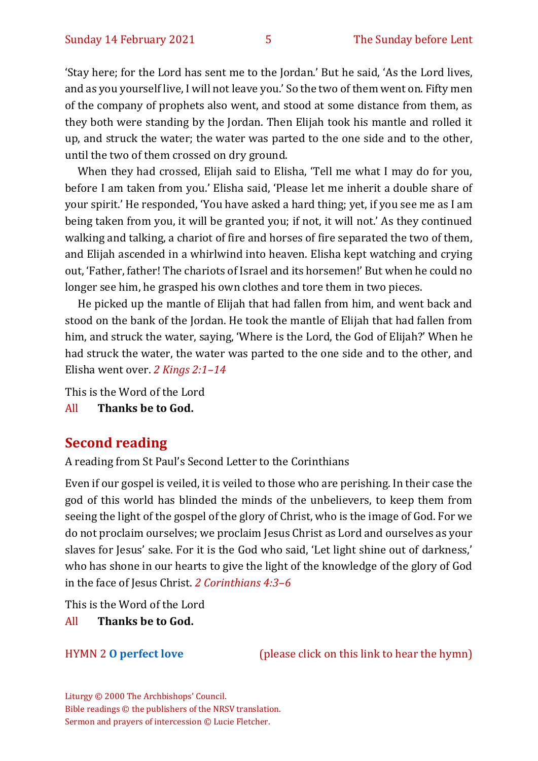'Stay here; for the Lord has sent me to the Jordan.' But he said, 'As the Lord lives, and as you yourself live, I will not leave you.' So the two of them went on. Fifty men of the company of prophets also went, and stood at some distance from them, as they both were standing by the Jordan. Then Elijah took his mantle and rolled it up, and struck the water; the water was parted to the one side and to the other, until the two of them crossed on dry ground.

When they had crossed, Elijah said to Elisha, 'Tell me what I may do for you, before I am taken from you.' Elisha said, 'Please let me inherit a double share of your spirit.' He responded, 'You have asked a hard thing; yet, if you see me as I am being taken from you, it will be granted you; if not, it will not.' As they continued walking and talking, a chariot of fire and horses of fire separated the two of them, and Elijah ascended in a whirlwind into heaven. Elisha kept watching and crying out, 'Father, father! The chariots of Israel and its horsemen!' But when he could no longer see him, he grasped his own clothes and tore them in two pieces.

He picked up the mantle of Elijah that had fallen from him, and went back and stood on the bank of the Jordan. He took the mantle of Elijah that had fallen from him, and struck the water, saying, 'Where is the Lord, the God of Elijah?' When he had struck the water, the water was parted to the one side and to the other, and Elisha went over. *2 Kings 2:1–14*

This is the Word of the Lord

All **Thanks be to God.**

## Second reading

A reading from St Paul's Second Letter to the Corinthians

Even if our gospel is veiled, it is veiled to those who are perishing. In their case the god of this world has blinded the minds of the unbelievers, to keep them from seeing the light of the gospel of the glory of Christ, who is the image of God. For we do not proclaim ourselves; we proclaim Jesus Christ as Lord and ourselves as your slaves for Jesus' sake. For it is the God who said, 'Let light shine out of darkness,' who has shone in our hearts to give the light of the knowledge of the glory of God in the face of Jesus Christ. *2 Corinthians 4:3–6*

This is the Word of the Lord

All **Thanks be to God.**

HYMN 2 **O perfect love** (please click on this link to hear the hymn)

Liturgy © 2000 The Archbishops' Council.
Bible readings © the publishers of the NRSV translation.
Sermon and prayers of intercession © Lucie Fletcher.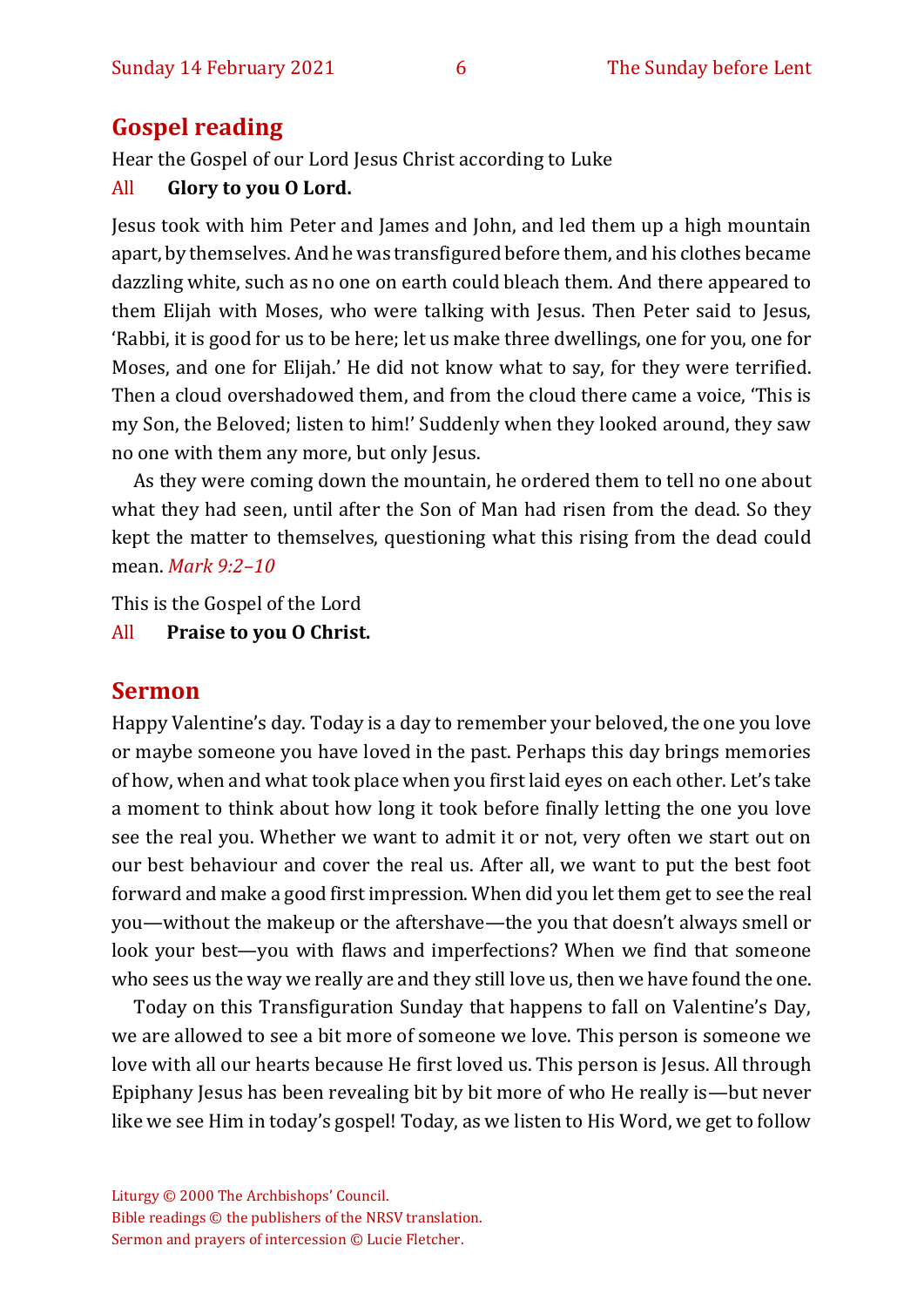## Gospel reading

Hear the Gospel of our Lord Jesus Christ according to Luke

All **Glory to you O Lord.**

Jesus took with him Peter and James and John, and led them up a high mountain apart, by themselves. And he was transfigured before them, and his clothes became dazzling white, such as no one on earth could bleach them. And there appeared to them Elijah with Moses, who were talking with Jesus. Then Peter said to Jesus, 'Rabbi, it is good for us to be here; let us make three dwellings, one for you, one for Moses, and one for Elijah.' He did not know what to say, for they were terrified. Then a cloud overshadowed them, and from the cloud there came a voice, 'This is my Son, the Beloved; listen to him!' Suddenly when they looked around, they saw no one with them any more, but only Jesus.

As they were coming down the mountain, he ordered them to tell no one about what they had seen, until after the Son of Man had risen from the dead. So they kept the matter to themselves, questioning what this rising from the dead could mean. *Mark 9:2–10*

This is the Gospel of the Lord

All **Praise to you O Christ.**

## Sermon

Happy Valentine's day. Today is a day to remember your beloved, the one you love or maybe someone you have loved in the past. Perhaps this day brings memories of how, when and what took place when you first laid eyes on each other. Let's take a moment to think about how long it took before finally letting the one you love see the real you. Whether we want to admit it or not, very often we start out on our best behaviour and cover the real us. After all, we want to put the best foot forward and make a good first impression. When did you let them get to see the real you—without the makeup or the aftershave—the you that doesn't always smell or look your best—you with flaws and imperfections? When we find that someone who sees us the way we really are and they still love us, then we have found the one.

Today on this Transfiguration Sunday that happens to fall on Valentine's Day, we are allowed to see a bit more of someone we love. This person is someone we love with all our hearts because He first loved us. This person is Jesus. All through Epiphany Jesus has been revealing bit by bit more of who He really is—but never like we see Him in today's gospel! Today, as we listen to His Word, we get to follow

Liturgy © 2000 The Archbishops' Council.
Bible readings © the publishers of the NRSV translation.
Sermon and prayers of intercession © Lucie Fletcher.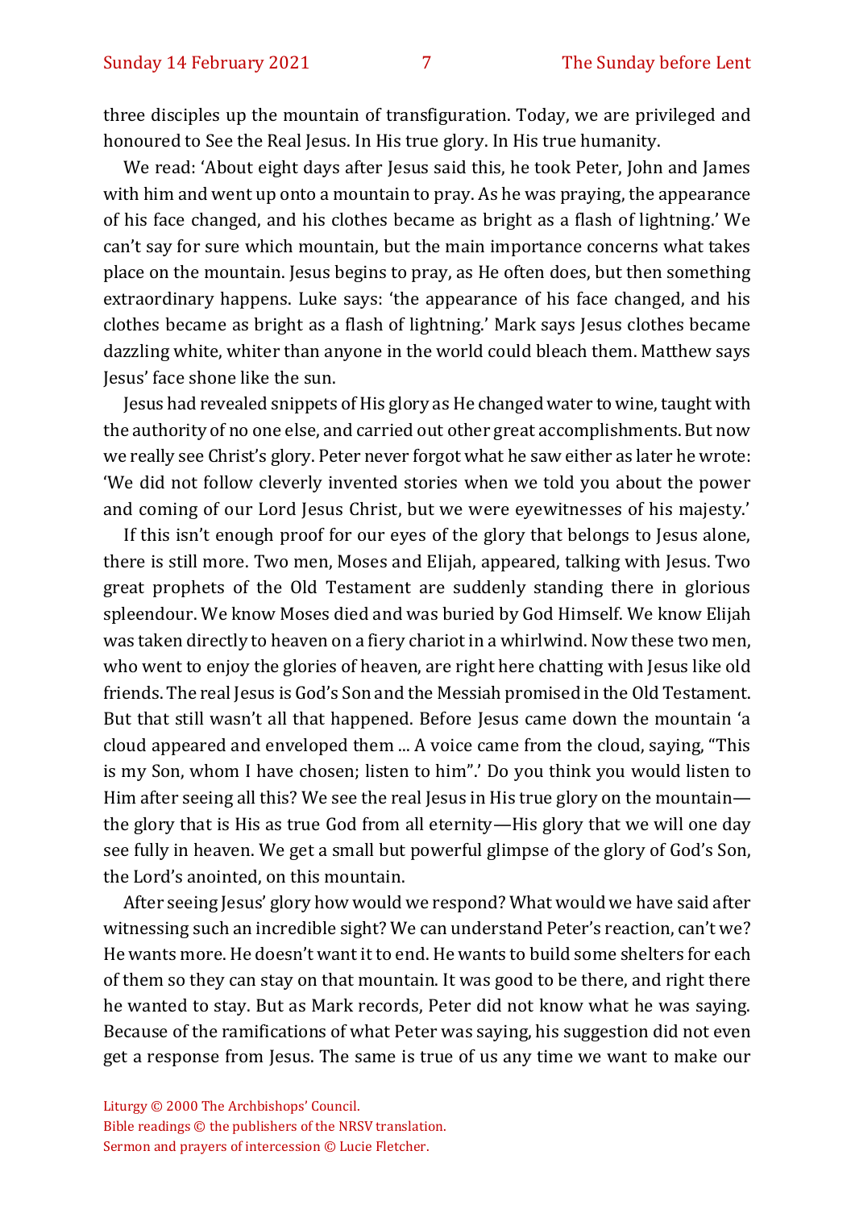three disciples up the mountain of transfiguration. Today, we are privileged and honoured to See the Real Jesus. In His true glory. In His true humanity.

We read: 'About eight days after Jesus said this, he took Peter, John and James with him and went up onto a mountain to pray. As he was praying, the appearance of his face changed, and his clothes became as bright as a flash of lightning.' We can't say for sure which mountain, but the main importance concerns what takes place on the mountain. Jesus begins to pray, as He often does, but then something extraordinary happens. Luke says: 'the appearance of his face changed, and his clothes became as bright as a flash of lightning.' Mark says Jesus clothes became dazzling white, whiter than anyone in the world could bleach them. Matthew says Jesus' face shone like the sun.

Jesus had revealed snippets of His glory as He changed water to wine, taught with the authority of no one else, and carried out other great accomplishments. But now we really see Christ's glory. Peter never forgot what he saw either as later he wrote: 'We did not follow cleverly invented stories when we told you about the power and coming of our Lord Jesus Christ, but we were eyewitnesses of his majesty.'

If this isn't enough proof for our eyes of the glory that belongs to Jesus alone, there is still more. Two men, Moses and Elijah, appeared, talking with Jesus. Two great prophets of the Old Testament are suddenly standing there in glorious spleendour. We know Moses died and was buried by God Himself. We know Elijah was taken directly to heaven on a fiery chariot in a whirlwind. Now these two men, who went to enjoy the glories of heaven, are right here chatting with Jesus like old friends. The real Jesus is God's Son and the Messiah promised in the Old Testament. But that still wasn't all that happened. Before Jesus came down the mountain 'a cloud appeared and enveloped them ... A voice came from the cloud, saying, "This is my Son, whom I have chosen; listen to him".' Do you think you would listen to Him after seeing all this? We see the real Jesus in His true glory on the mountain—the glory that is His as true God from all eternity—His glory that we will one day see fully in heaven. We get a small but powerful glimpse of the glory of God's Son, the Lord's anointed, on this mountain.

After seeing Jesus' glory how would we respond? What would we have said after witnessing such an incredible sight? We can understand Peter's reaction, can't we? He wants more. He doesn't want it to end. He wants to build some shelters for each of them so they can stay on that mountain. It was good to be there, and right there he wanted to stay. But as Mark records, Peter did not know what he was saying. Because of the ramifications of what Peter was saying, his suggestion did not even get a response from Jesus. The same is true of us any time we want to make our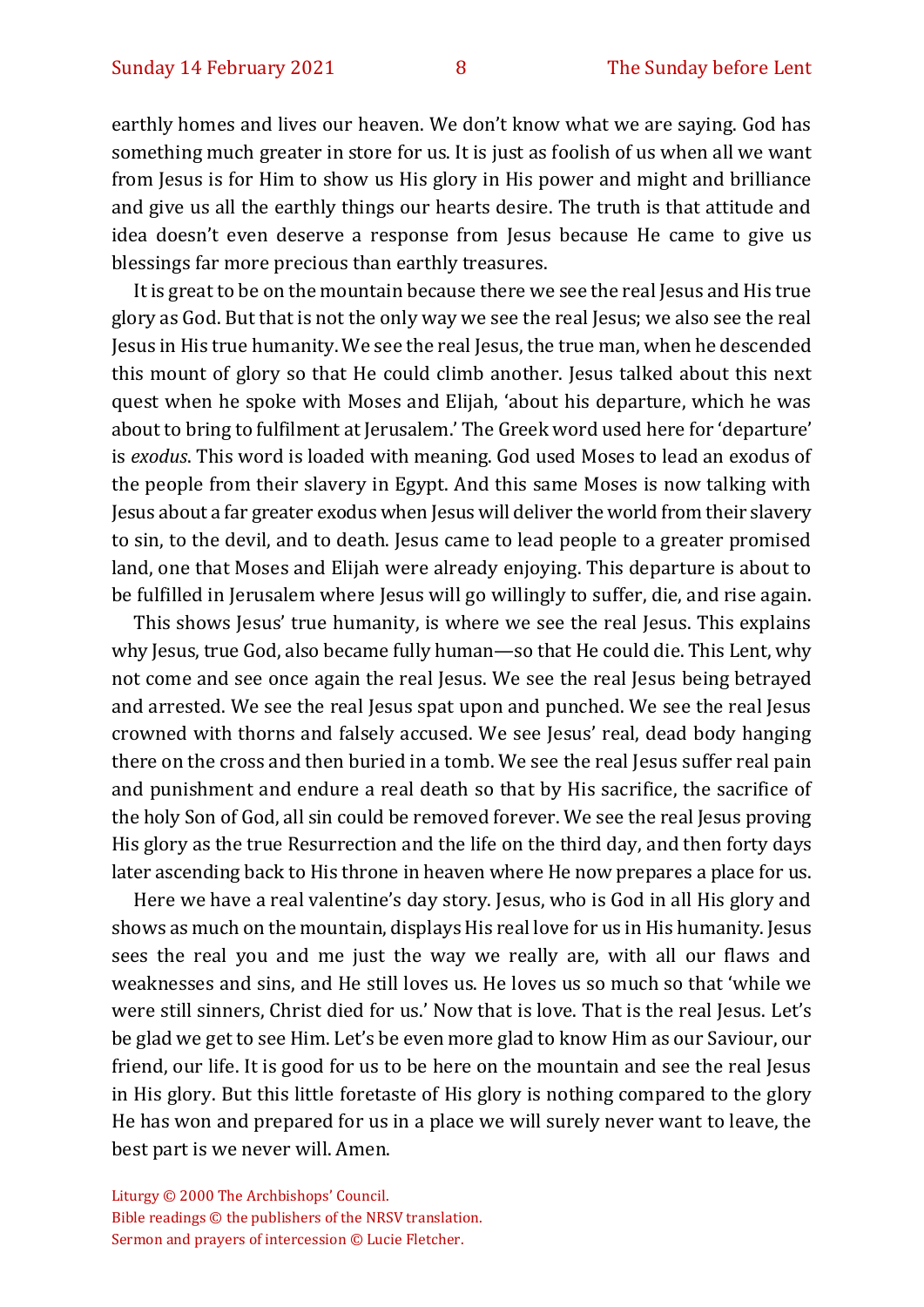earthly homes and lives our heaven. We don't know what we are saying. God has something much greater in store for us. It is just as foolish of us when all we want from Jesus is for Him to show us His glory in His power and might and brilliance and give us all the earthly things our hearts desire. The truth is that attitude and idea doesn't even deserve a response from Jesus because He came to give us blessings far more precious than earthly treasures.

It is great to be on the mountain because there we see the real Jesus and His true glory as God. But that is not the only way we see the real Jesus; we also see the real Jesus in His true humanity. We see the real Jesus, the true man, when he descended this mount of glory so that He could climb another. Jesus talked about this next quest when he spoke with Moses and Elijah, 'about his departure, which he was about to bring to fulfilment at Jerusalem.' The Greek word used here for 'departure' is *exodus*. This word is loaded with meaning. God used Moses to lead an exodus of the people from their slavery in Egypt. And this same Moses is now talking with Jesus about a far greater exodus when Jesus will deliver the world from their slavery to sin, to the devil, and to death. Jesus came to lead people to a greater promised land, one that Moses and Elijah were already enjoying. This departure is about to be fulfilled in Jerusalem where Jesus will go willingly to suffer, die, and rise again.

This shows Jesus' true humanity, is where we see the real Jesus. This explains why Jesus, true God, also became fully human—so that He could die. This Lent, why not come and see once again the real Jesus. We see the real Jesus being betrayed and arrested. We see the real Jesus spat upon and punched. We see the real Jesus crowned with thorns and falsely accused. We see Jesus' real, dead body hanging there on the cross and then buried in a tomb. We see the real Jesus suffer real pain and punishment and endure a real death so that by His sacrifice, the sacrifice of the holy Son of God, all sin could be removed forever. We see the real Jesus proving His glory as the true Resurrection and the life on the third day, and then forty days later ascending back to His throne in heaven where He now prepares a place for us.

Here we have a real valentine's day story. Jesus, who is God in all His glory and shows as much on the mountain, displays His real love for us in His humanity. Jesus sees the real you and me just the way we really are, with all our flaws and weaknesses and sins, and He still loves us. He loves us so much so that 'while we were still sinners, Christ died for us.' Now that is love. That is the real Jesus. Let's be glad we get to see Him. Let's be even more glad to know Him as our Saviour, our friend, our life. It is good for us to be here on the mountain and see the real Jesus in His glory. But this little foretaste of His glory is nothing compared to the glory He has won and prepared for us in a place we will surely never want to leave, the best part is we never will. Amen.

Liturgy © 2000 The Archbishops' Council.
Bible readings © the publishers of the NRSV translation.
Sermon and prayers of intercession © Lucie Fletcher.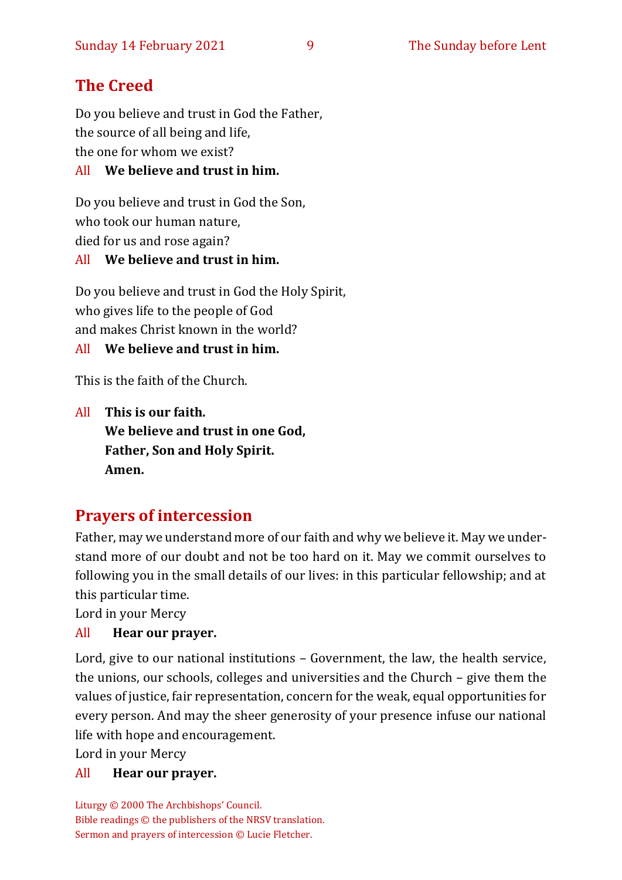## The Creed

Do you believe and trust in God the Father,
the source of all being and life,
the one for whom we exist?

All **We believe and trust in him.**

Do you believe and trust in God the Son,
who took our human nature,
died for us and rose again?

All **We believe and trust in him.**

Do you believe and trust in God the Holy Spirit,
who gives life to the people of God
and makes Christ known in the world?

All **We believe and trust in him.**

This is the faith of the Church.

All **This is our faith.**
**We believe and trust in one God,**
**Father, Son and Holy Spirit.**
**Amen.**

## Prayers of intercession

Father, may we understand more of our faith and why we believe it. May we understand more of our doubt and not be too hard on it. May we commit ourselves to following you in the small details of our lives: in this particular fellowship; and at this particular time.

Lord in your Mercy

All **Hear our prayer.**

Lord, give to our national institutions – Government, the law, the health service, the unions, our schools, colleges and universities and the Church – give them the values of justice, fair representation, concern for the weak, equal opportunities for every person. And may the sheer generosity of your presence infuse our national life with hope and encouragement.

Lord in your Mercy

All **Hear our prayer.**

Liturgy © 2000 The Archbishops' Council.
Bible readings © the publishers of the NRSV translation.
Sermon and prayers of intercession © Lucie Fletcher.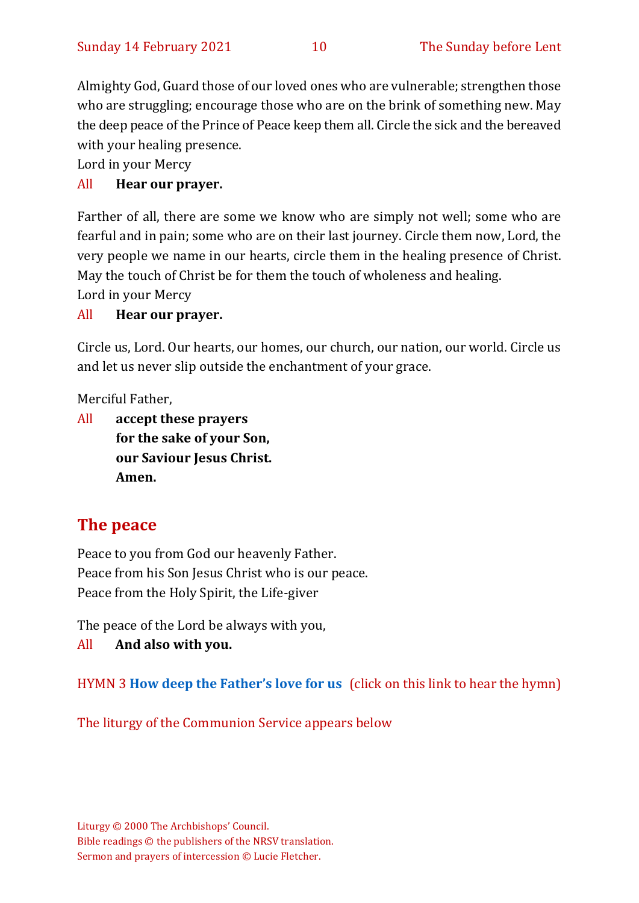Almighty God, Guard those of our loved ones who are vulnerable; strengthen those who are struggling; encourage those who are on the brink of something new. May the deep peace of the Prince of Peace keep them all. Circle the sick and the bereaved with your healing presence.
Lord in your Mercy

All **Hear our prayer.**

Farther of all, there are some we know who are simply not well; some who are fearful and in pain; some who are on their last journey. Circle them now, Lord, the very people we name in our hearts, circle them in the healing presence of Christ. May the touch of Christ be for them the touch of wholeness and healing.
Lord in your Mercy

All **Hear our prayer.**

Circle us, Lord. Our hearts, our homes, our church, our nation, our world. Circle us and let us never slip outside the enchantment of your grace.

Merciful Father,

All **accept these prayers**
**for the sake of your Son,**
**our Saviour Jesus Christ.**
**Amen.**

## The peace

Peace to you from God our heavenly Father.
Peace from his Son Jesus Christ who is our peace.
Peace from the Holy Spirit, the Life-giver

The peace of the Lord be always with you,

All **And also with you.**

HYMN 3 **How deep the Father's love for us** (click on this link to hear the hymn)

The liturgy of the Communion Service appears below

Liturgy © 2000 The Archbishops' Council.
Bible readings © the publishers of the NRSV translation.
Sermon and prayers of intercession © Lucie Fletcher.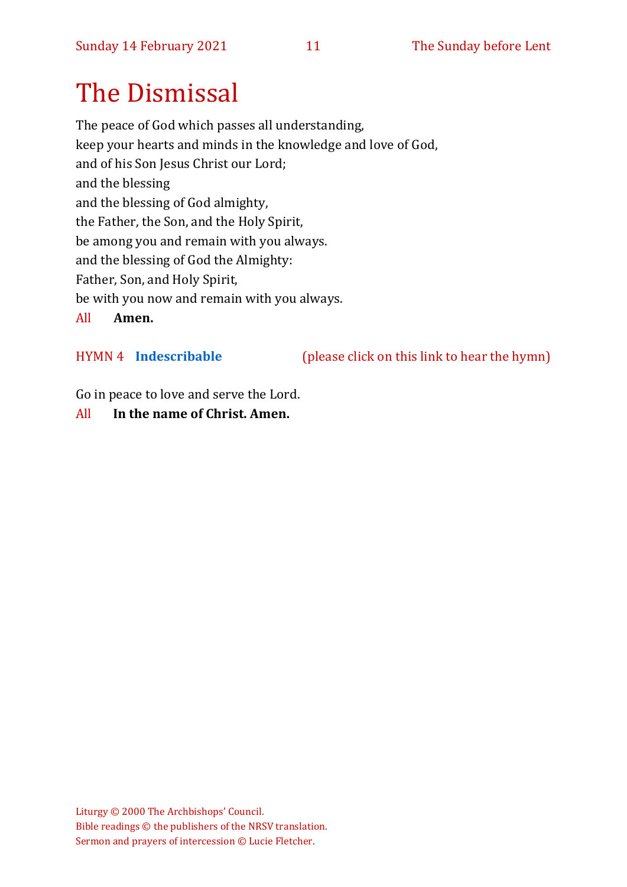# The Dismissal

The peace of God which passes all understanding,
keep your hearts and minds in the knowledge and love of God,
and of his Son Jesus Christ our Lord;
and the blessing
and the blessing of God almighty,
the Father, the Son, and the Holy Spirit,
be among you and remain with you always.
and the blessing of God the Almighty:
Father, Son, and Holy Spirit,
be with you now and remain with you always.

All **Amen.**

HYMN 4 **Indescribable** (please click on this link to hear the hymn)

Go in peace to love and serve the Lord.

All **In the name of Christ. Amen.**

Liturgy © 2000 The Archbishops' Council.
Bible readings © the publishers of the NRSV translation.
Sermon and prayers of intercession © Lucie Fletcher.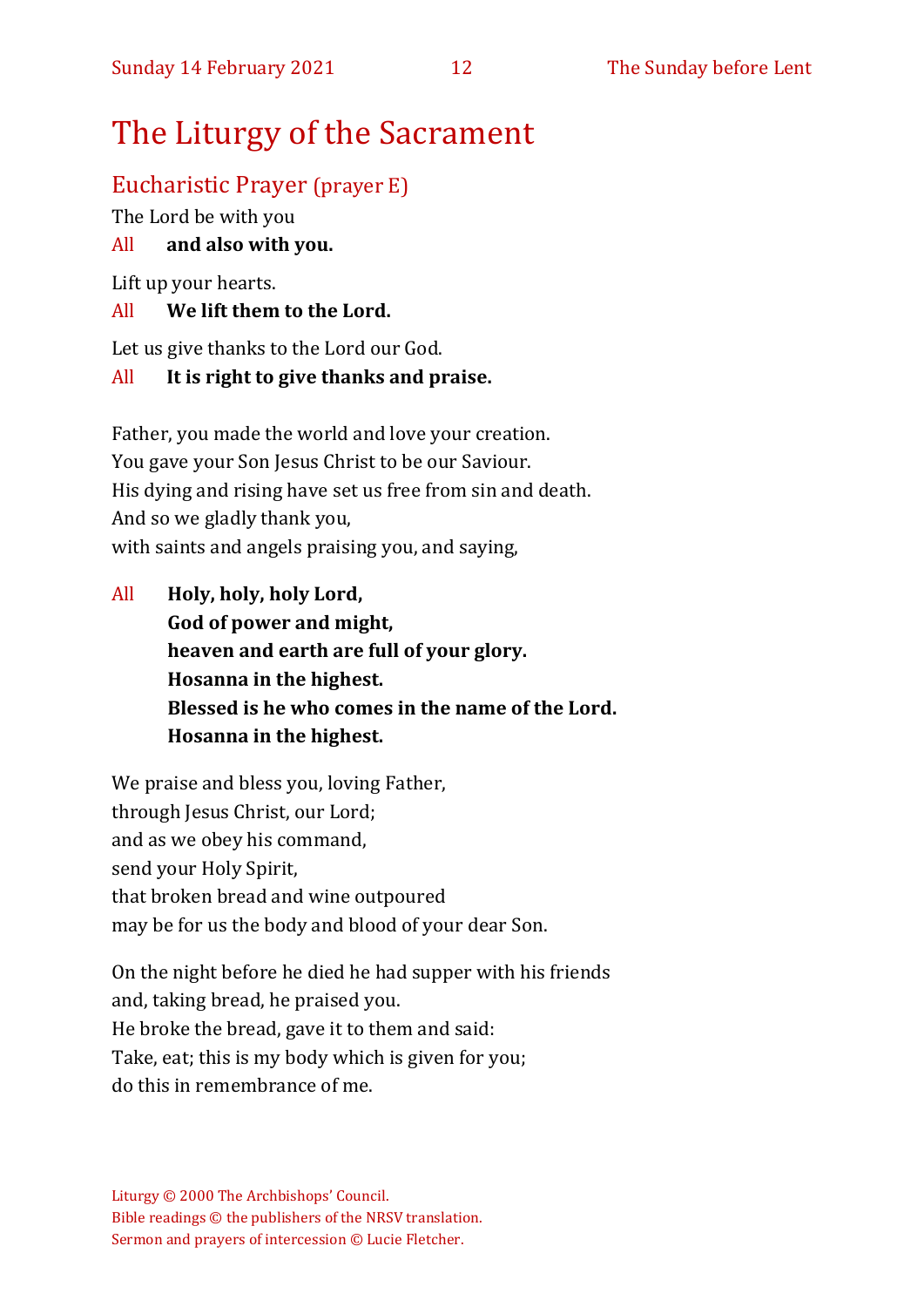# The Liturgy of the Sacrament

## Eucharistic Prayer (prayer E)

The Lord be with you

All **and also with you.**

Lift up your hearts.

All **We lift them to the Lord.**

Let us give thanks to the Lord our God.

All **It is right to give thanks and praise.**

Father, you made the world and love your creation.
You gave your Son Jesus Christ to be our Saviour.
His dying and rising have set us free from sin and death.
And so we gladly thank you,
with saints and angels praising you, and saying,

All **Holy, holy, holy Lord,**
**God of power and might,**
**heaven and earth are full of your glory.**
**Hosanna in the highest.**
**Blessed is he who comes in the name of the Lord.**
**Hosanna in the highest.**

We praise and bless you, loving Father,
through Jesus Christ, our Lord;
and as we obey his command,
send your Holy Spirit,
that broken bread and wine outpoured
may be for us the body and blood of your dear Son.

On the night before he died he had supper with his friends
and, taking bread, he praised you.
He broke the bread, gave it to them and said:
Take, eat; this is my body which is given for you;
do this in remembrance of me.

Liturgy © 2000 The Archbishops' Council.
Bible readings © the publishers of the NRSV translation.
Sermon and prayers of intercession © Lucie Fletcher.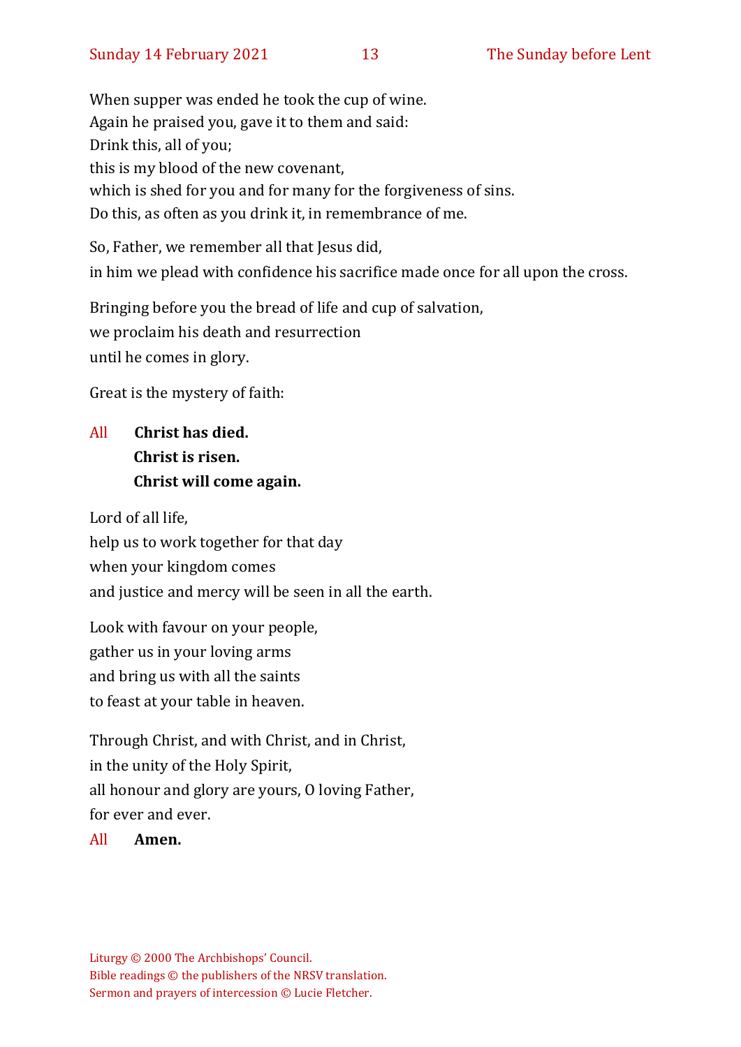When supper was ended he took the cup of wine.
Again he praised you, gave it to them and said:
Drink this, all of you;
this is my blood of the new covenant,
which is shed for you and for many for the forgiveness of sins.
Do this, as often as you drink it, in remembrance of me.

So, Father, we remember all that Jesus did,
in him we plead with confidence his sacrifice made once for all upon the cross.

Bringing before you the bread of life and cup of salvation,
we proclaim his death and resurrection
until he comes in glory.

Great is the mystery of faith:

All **Christ has died.**
**Christ is risen.**
**Christ will come again.**

Lord of all life,
help us to work together for that day
when your kingdom comes
and justice and mercy will be seen in all the earth.

Look with favour on your people,
gather us in your loving arms
and bring us with all the saints
to feast at your table in heaven.

Through Christ, and with Christ, and in Christ,
in the unity of the Holy Spirit,
all honour and glory are yours, O loving Father,
for ever and ever.

All **Amen.**

Liturgy © 2000 The Archbishops' Council.
Bible readings © the publishers of the NRSV translation.
Sermon and prayers of intercession © Lucie Fletcher.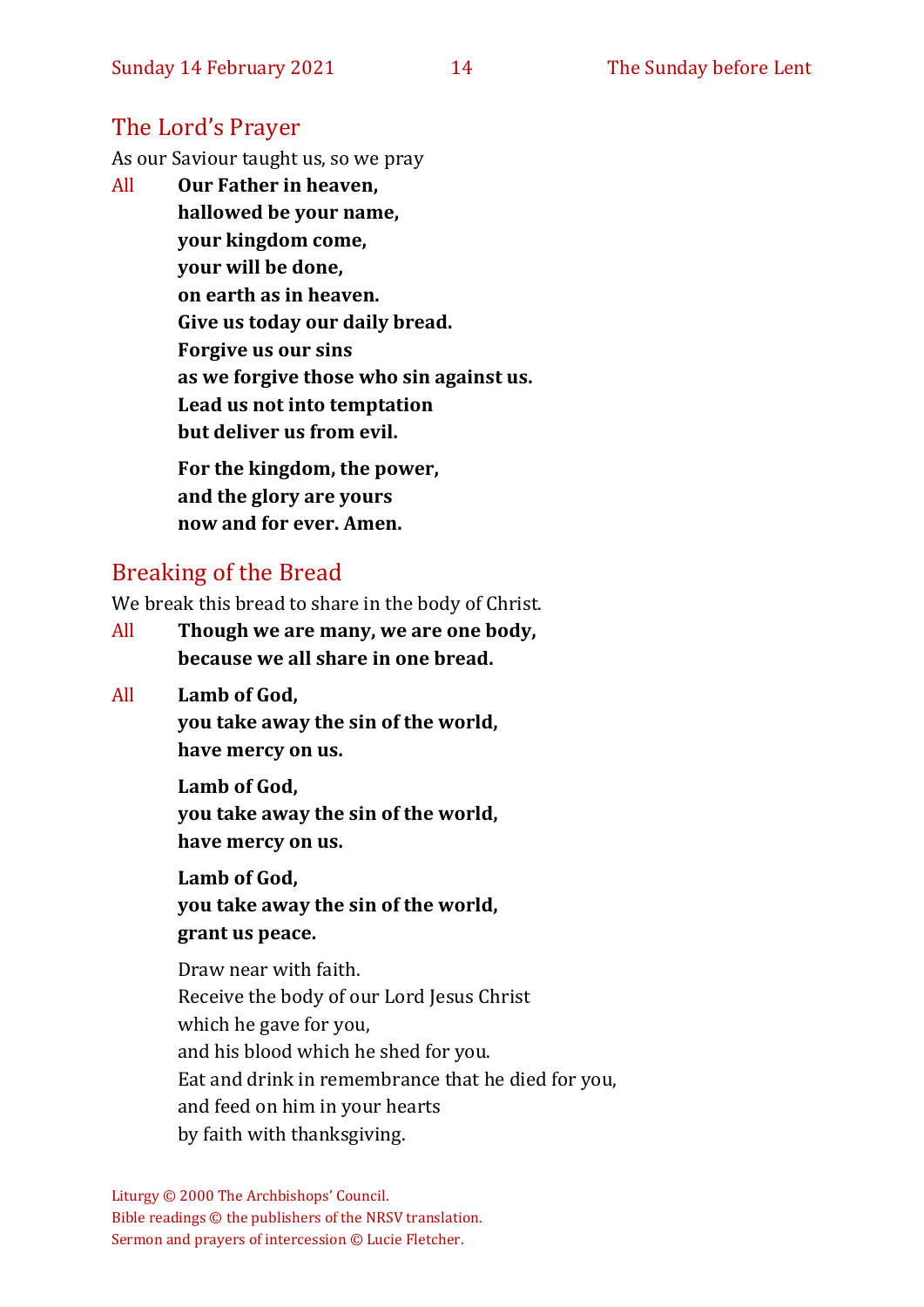## The Lord's Prayer

As our Saviour taught us, so we pray

All **Our Father in heaven,**
**hallowed be your name,**
**your kingdom come,**
**your will be done,**
**on earth as in heaven.**
**Give us today our daily bread.**
**Forgive us our sins**
**as we forgive those who sin against us.**
**Lead us not into temptation**
**but deliver us from evil.**

**For the kingdom, the power,**
**and the glory are yours**
**now and for ever. Amen.**

## Breaking of the Bread

We break this bread to share in the body of Christ.

All **Though we are many, we are one body,**
**because we all share in one bread.**

All **Lamb of God,**
**you take away the sin of the world,**
**have mercy on us.**

**Lamb of God,**
**you take away the sin of the world,**
**have mercy on us.**

**Lamb of God,**
**you take away the sin of the world,**
**grant us peace.**

Draw near with faith.
Receive the body of our Lord Jesus Christ
which he gave for you,
and his blood which he shed for you.
Eat and drink in remembrance that he died for you,
and feed on him in your hearts
by faith with thanksgiving.

Liturgy © 2000 The Archbishops' Council.
Bible readings © the publishers of the NRSV translation.
Sermon and prayers of intercession © Lucie Fletcher.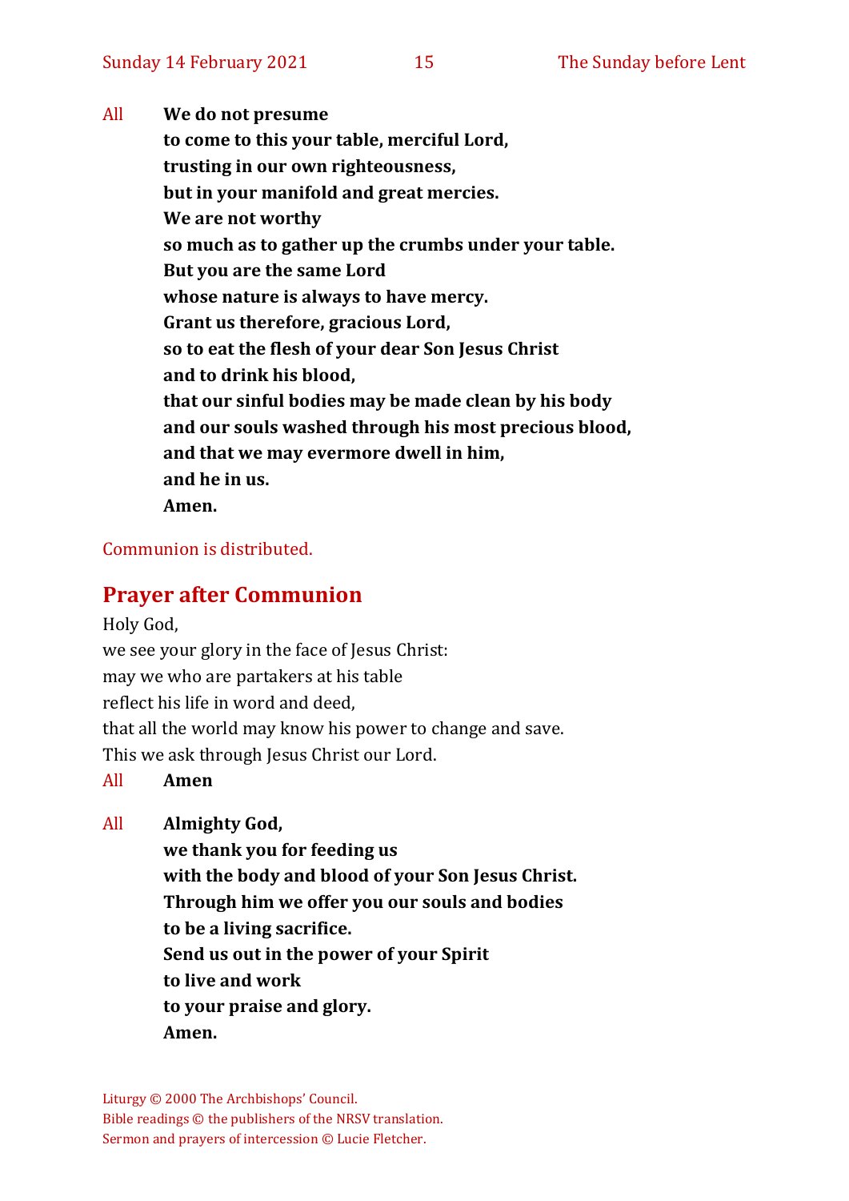All **We do not presume**
**to come to this your table, merciful Lord,**
**trusting in our own righteousness,**
**but in your manifold and great mercies.**
**We are not worthy**
**so much as to gather up the crumbs under your table.**
**But you are the same Lord**
**whose nature is always to have mercy.**
**Grant us therefore, gracious Lord,**
**so to eat the flesh of your dear Son Jesus Christ**
**and to drink his blood,**
**that our sinful bodies may be made clean by his body**
**and our souls washed through his most precious blood,**
**and that we may evermore dwell in him,**
**and he in us.**
**Amen.**

Communion is distributed.

## Prayer after Communion

Holy God,
we see your glory in the face of Jesus Christ:
may we who are partakers at his table
reflect his life in word and deed,
that all the world may know his power to change and save.
This we ask through Jesus Christ our Lord.

All **Amen**

All **Almighty God,**
**we thank you for feeding us**
**with the body and blood of your Son Jesus Christ.**
**Through him we offer you our souls and bodies**
**to be a living sacrifice.**
**Send us out in the power of your Spirit**
**to live and work**
**to your praise and glory.**
**Amen.**

Liturgy © 2000 The Archbishops' Council.
Bible readings © the publishers of the NRSV translation.
Sermon and prayers of intercession © Lucie Fletcher.